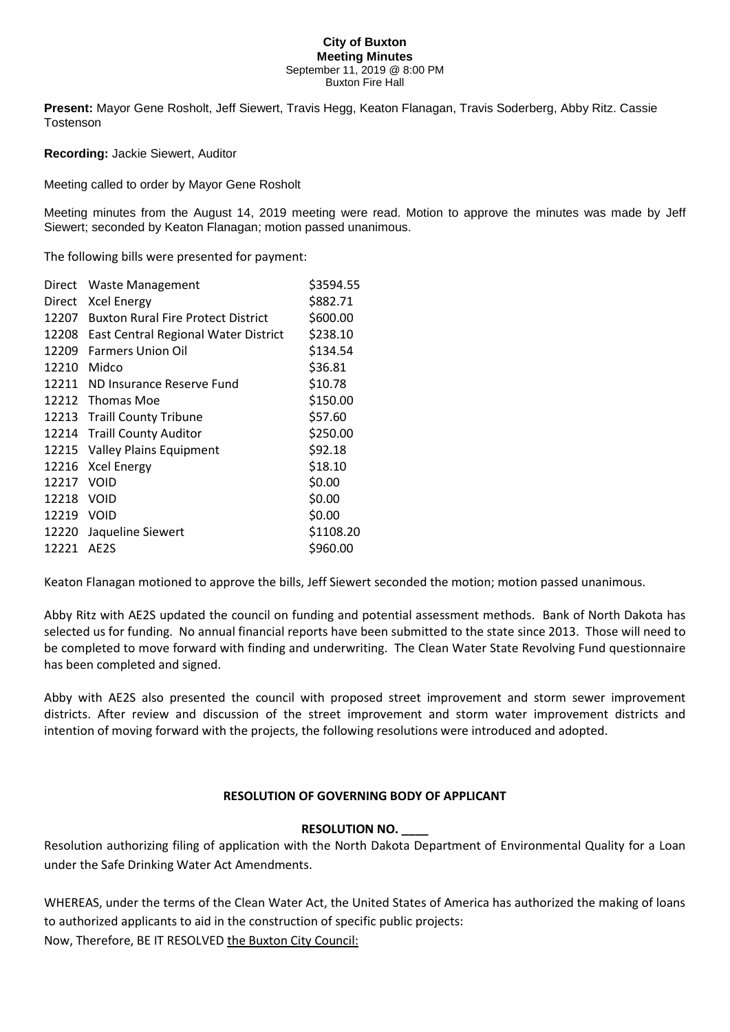# City of Buxton

## Meeting Minutes

September 11, 2019 @ 8:00 PM
Buxton Fire Hall

**Present:** Mayor Gene Rosholt, Jeff Siewert, Travis Hegg, Keaton Flanagan, Travis Soderberg, Abby Ritz. Cassie Tostenson

**Recording:** Jackie Siewert, Auditor

Meeting called to order by Mayor Gene Rosholt

Meeting minutes from the August 14, 2019 meeting were read. Motion to approve the minutes was made by Jeff Siewert; seconded by Keaton Flanagan; motion passed unanimous.

The following bills were presented for payment:

| | | |
|---|---|---|
| Direct | Waste Management | $3594.55 |
| Direct | Xcel Energy | $882.71 |
| 12207 | Buxton Rural Fire Protect District | $600.00 |
| 12208 | East Central Regional Water District | $238.10 |
| 12209 | Farmers Union Oil | $134.54 |
| 12210 | Midco | $36.81 |
| 12211 | ND Insurance Reserve Fund | $10.78 |
| 12212 | Thomas Moe | $150.00 |
| 12213 | Traill County Tribune | $57.60 |
| 12214 | Traill County Auditor | $250.00 |
| 12215 | Valley Plains Equipment | $92.18 |
| 12216 | Xcel Energy | $18.10 |
| 12217 | VOID | $0.00 |
| 12218 | VOID | $0.00 |
| 12219 | VOID | $0.00 |
| 12220 | Jaqueline Siewert | $1108.20 |
| 12221 | AE2S | $960.00 |

Keaton Flanagan motioned to approve the bills, Jeff Siewert seconded the motion; motion passed unanimous.

Abby Ritz with AE2S updated the council on funding and potential assessment methods. Bank of North Dakota has selected us for funding. No annual financial reports have been submitted to the state since 2013. Those will need to be completed to move forward with finding and underwriting. The Clean Water State Revolving Fund questionnaire has been completed and signed.

Abby with AE2S also presented the council with proposed street improvement and storm sewer improvement districts. After review and discussion of the street improvement and storm water improvement districts and intention of moving forward with the projects, the following resolutions were introduced and adopted.

**RESOLUTION OF GOVERNING BODY OF APPLICANT**

**RESOLUTION NO. ____**

Resolution authorizing filing of application with the North Dakota Department of Environmental Quality for a Loan under the Safe Drinking Water Act Amendments.

WHEREAS, under the terms of the Clean Water Act, the United States of America has authorized the making of loans to authorized applicants to aid in the construction of specific public projects:

Now, Therefore, BE IT RESOLVED the Buxton City Council: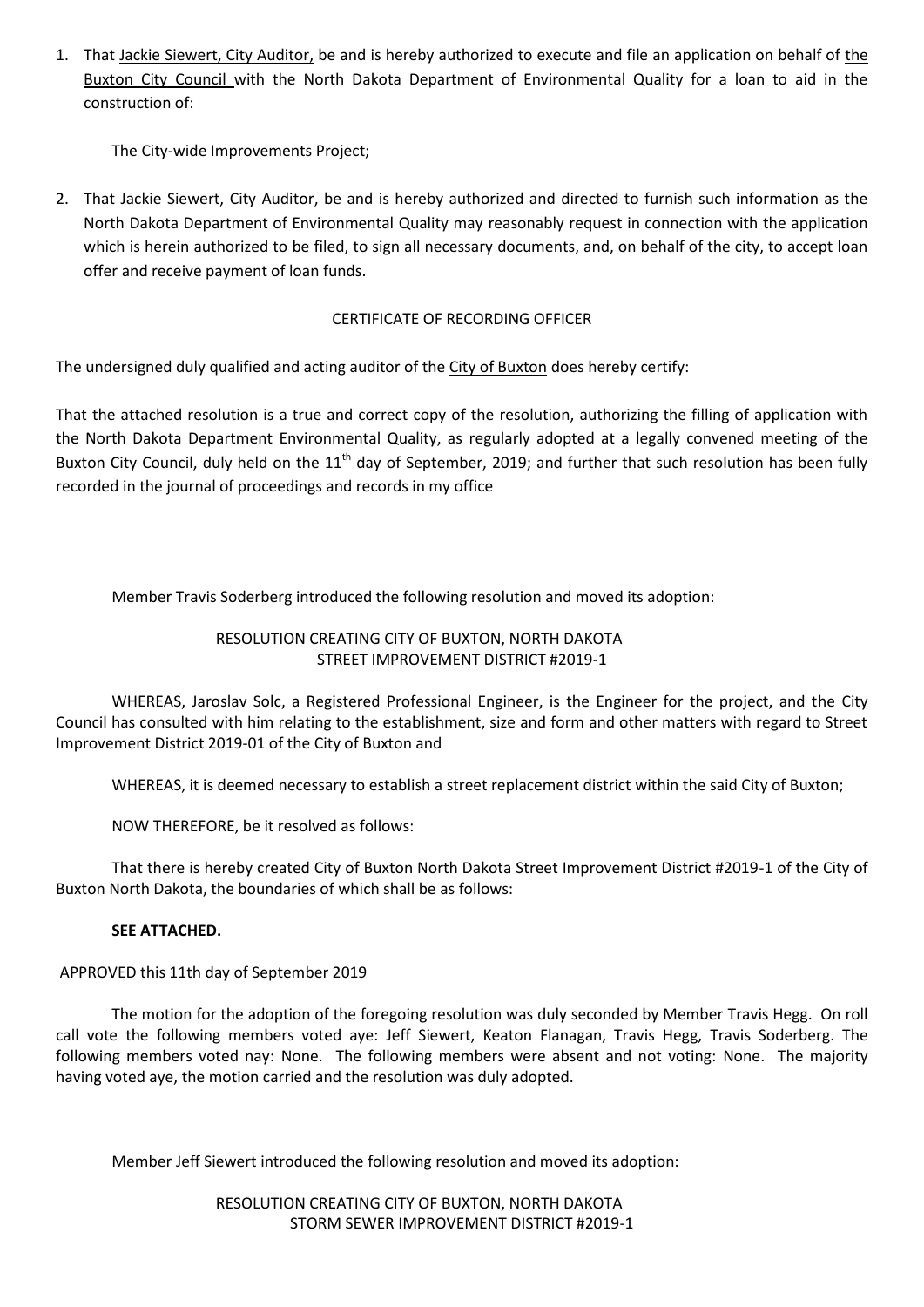1. That Jackie Siewert, City Auditor, be and is hereby authorized to execute and file an application on behalf of the Buxton City Council with the North Dakota Department of Environmental Quality for a loan to aid in the construction of:

   The City-wide Improvements Project;

2. That Jackie Siewert, City Auditor, be and is hereby authorized and directed to furnish such information as the North Dakota Department of Environmental Quality may reasonably request in connection with the application which is herein authorized to be filed, to sign all necessary documents, and, on behalf of the city, to accept loan offer and receive payment of loan funds.

CERTIFICATE OF RECORDING OFFICER

The undersigned duly qualified and acting auditor of the City of Buxton does hereby certify:

That the attached resolution is a true and correct copy of the resolution, authorizing the filling of application with the North Dakota Department Environmental Quality, as regularly adopted at a legally convened meeting of the Buxton City Council, duly held on the 11th day of September, 2019; and further that such resolution has been fully recorded in the journal of proceedings and records in my office

Member Travis Soderberg introduced the following resolution and moved its adoption:

RESOLUTION CREATING CITY OF BUXTON, NORTH DAKOTA STREET IMPROVEMENT DISTRICT #2019-1

WHEREAS, Jaroslav Solc, a Registered Professional Engineer, is the Engineer for the project, and the City Council has consulted with him relating to the establishment, size and form and other matters with regard to Street Improvement District 2019-01 of the City of Buxton and

WHEREAS, it is deemed necessary to establish a street replacement district within the said City of Buxton;

NOW THEREFORE, be it resolved as follows:

That there is hereby created City of Buxton North Dakota Street Improvement District #2019-1 of the City of Buxton North Dakota, the boundaries of which shall be as follows:

**SEE ATTACHED.**

APPROVED this 11th day of September 2019

The motion for the adoption of the foregoing resolution was duly seconded by Member Travis Hegg. On roll call vote the following members voted aye: Jeff Siewert, Keaton Flanagan, Travis Hegg, Travis Soderberg. The following members voted nay: None. The following members were absent and not voting: None. The majority having voted aye, the motion carried and the resolution was duly adopted.

Member Jeff Siewert introduced the following resolution and moved its adoption:

RESOLUTION CREATING CITY OF BUXTON, NORTH DAKOTA STORM SEWER IMPROVEMENT DISTRICT #2019-1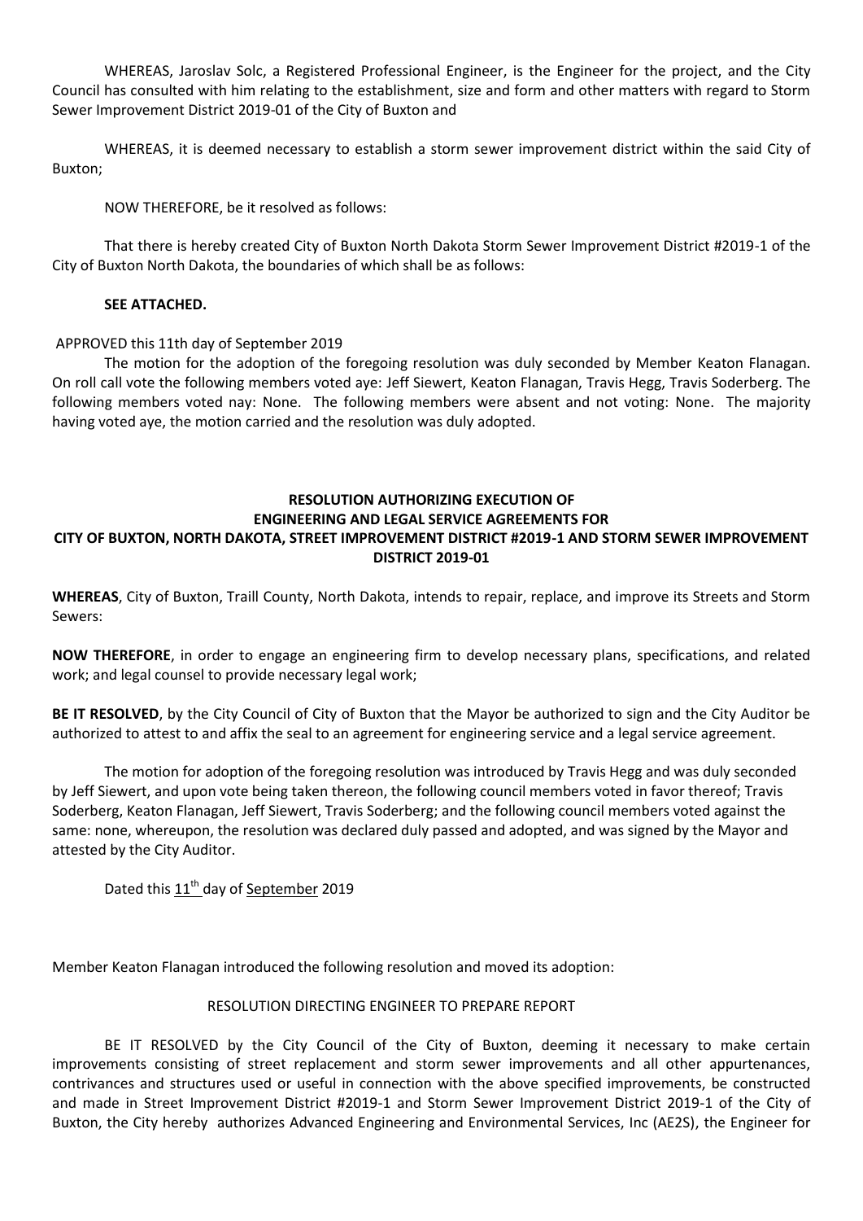WHEREAS, Jaroslav Solc, a Registered Professional Engineer, is the Engineer for the project, and the City Council has consulted with him relating to the establishment, size and form and other matters with regard to Storm Sewer Improvement District 2019-01 of the City of Buxton and

WHEREAS, it is deemed necessary to establish a storm sewer improvement district within the said City of Buxton;

NOW THEREFORE, be it resolved as follows:

That there is hereby created City of Buxton North Dakota Storm Sewer Improvement District #2019-1 of the City of Buxton North Dakota, the boundaries of which shall be as follows:

**SEE ATTACHED.**

APPROVED this 11th day of September 2019

The motion for the adoption of the foregoing resolution was duly seconded by Member Keaton Flanagan. On roll call vote the following members voted aye: Jeff Siewert, Keaton Flanagan, Travis Hegg, Travis Soderberg. The following members voted nay: None. The following members were absent and not voting: None. The majority having voted aye, the motion carried and the resolution was duly adopted.

**RESOLUTION AUTHORIZING EXECUTION OF ENGINEERING AND LEGAL SERVICE AGREEMENTS FOR CITY OF BUXTON, NORTH DAKOTA, STREET IMPROVEMENT DISTRICT #2019-1 AND STORM SEWER IMPROVEMENT DISTRICT 2019-01**

**WHEREAS**, City of Buxton, Traill County, North Dakota, intends to repair, replace, and improve its Streets and Storm Sewers:

**NOW THEREFORE**, in order to engage an engineering firm to develop necessary plans, specifications, and related work; and legal counsel to provide necessary legal work;

**BE IT RESOLVED**, by the City Council of City of Buxton that the Mayor be authorized to sign and the City Auditor be authorized to attest to and affix the seal to an agreement for engineering service and a legal service agreement.

The motion for adoption of the foregoing resolution was introduced by Travis Hegg and was duly seconded by Jeff Siewert, and upon vote being taken thereon, the following council members voted in favor thereof; Travis Soderberg, Keaton Flanagan, Jeff Siewert, Travis Soderberg; and the following council members voted against the same: none, whereupon, the resolution was declared duly passed and adopted, and was signed by the Mayor and attested by the City Auditor.

Dated this 11th day of September 2019

Member Keaton Flanagan introduced the following resolution and moved its adoption:

RESOLUTION DIRECTING ENGINEER TO PREPARE REPORT

BE IT RESOLVED by the City Council of the City of Buxton, deeming it necessary to make certain improvements consisting of street replacement and storm sewer improvements and all other appurtenances, contrivances and structures used or useful in connection with the above specified improvements, be constructed and made in Street Improvement District #2019-1 and Storm Sewer Improvement District 2019-1 of the City of Buxton, the City hereby authorizes Advanced Engineering and Environmental Services, Inc (AE2S), the Engineer for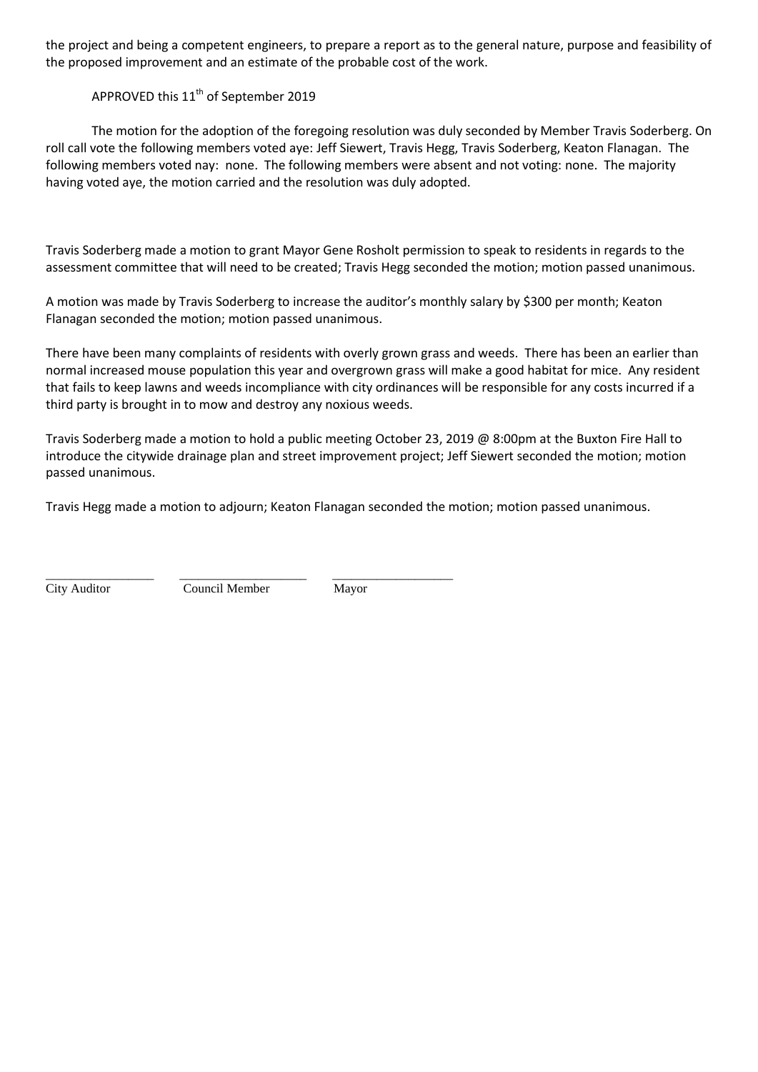the project and being a competent engineers, to prepare a report as to the general nature, purpose and feasibility of the proposed improvement and an estimate of the probable cost of the work.

APPROVED this 11th of September 2019

The motion for the adoption of the foregoing resolution was duly seconded by Member Travis Soderberg. On roll call vote the following members voted aye: Jeff Siewert, Travis Hegg, Travis Soderberg, Keaton Flanagan. The following members voted nay: none. The following members were absent and not voting: none. The majority having voted aye, the motion carried and the resolution was duly adopted.

Travis Soderberg made a motion to grant Mayor Gene Rosholt permission to speak to residents in regards to the assessment committee that will need to be created; Travis Hegg seconded the motion; motion passed unanimous.

A motion was made by Travis Soderberg to increase the auditor's monthly salary by $300 per month; Keaton Flanagan seconded the motion; motion passed unanimous.

There have been many complaints of residents with overly grown grass and weeds. There has been an earlier than normal increased mouse population this year and overgrown grass will make a good habitat for mice. Any resident that fails to keep lawns and weeds incompliance with city ordinances will be responsible for any costs incurred if a third party is brought in to mow and destroy any noxious weeds.

Travis Soderberg made a motion to hold a public meeting October 23, 2019 @ 8:00pm at the Buxton Fire Hall to introduce the citywide drainage plan and street improvement project; Jeff Siewert seconded the motion; motion passed unanimous.

Travis Hegg made a motion to adjourn; Keaton Flanagan seconded the motion; motion passed unanimous.

________________ ___________________ __________________

City Auditor Council Member Mayor